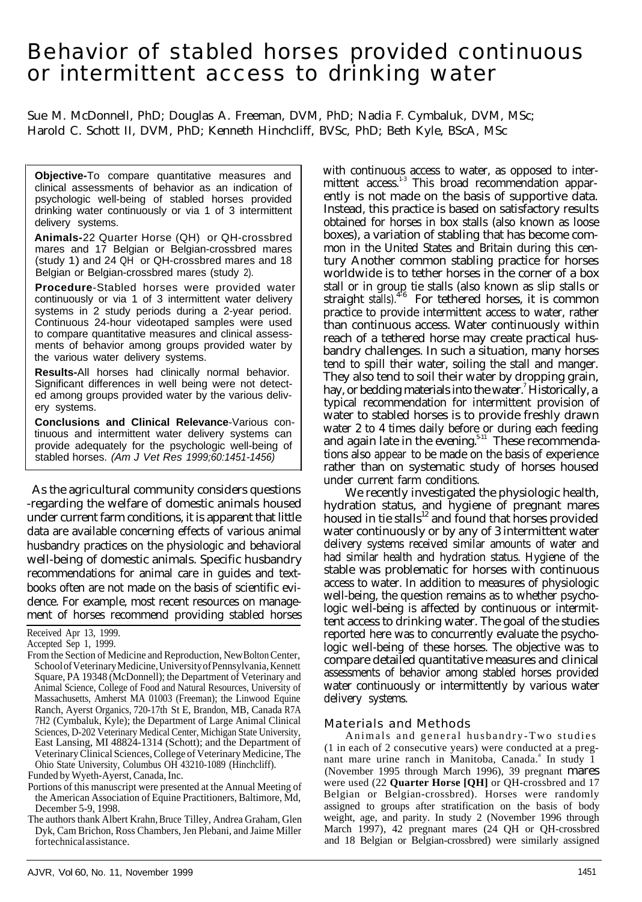# Behavior of stabled horses provided continuous or intermittent access to drinking water

Sue M. McDonnell, PhD; Douglas A. Freeman, DVM, PhD; Nadia F. Cymbaluk, DVM, MSc; Harold C. Schott II, DVM, PhD; Kenneth Hinchcliff, BVSc, PhD; Beth Kyle, BScA, MSc

**Objective-**To compare quantitative measures and clinical assessments of behavior as an indication of psychologic well-being of stabled horses provided drinking water continuously or via 1 of 3 intermittent delivery systems.

**Animals-**22 Quarter Horse (QH) or QH-crossbred mares and 17 Belgian or Belgian-crossbred mares (study 1) and 24 QH or QH-crossbred mares and 18 Belgian or Belgian-crossbred mares (study 2).

**Procedure**-Stabled horses were provided water continuously or via 1 of 3 intermittent water delivery systems in 2 study periods during a 2-year period. Continuous 24-hour videotaped samples were used to compare quantitative measures and clinical assessments of behavior among groups provided water by the various water delivery systems.

**Results-**All horses had clinically normal behavior. Significant differences in well being were not detected among groups provided water by the various delivery systems.

**Conclusions and Clinical Relevance**-Various continuous and intermittent water delivery systems can provide adequately for the psychologic well-being of stabled horses. *(Am J Vet Res 1999;60:1451-1456)*

As the agricultural community considers questions regarding the welfare of domestic animals housed under current farm conditions, it is apparent that little data are available concerning effects of various animal husbandry practices on the physiologic and behavioral well-being of domestic animals. Specific husbandry recommendations for animal care in guides and textbooks often are not made on the basis of scientific evidence. For example, most recent resources on management of horses recommend providing stabled horses with continuous access to water, as opposed to intermittent access.[1-3] This broad recommendation apparently is not made on the basis of supportive data. Instead, this practice is based on satisfactory results obtained for horses in box stalls (also known as loose boxes), a variation of stabling that has become common in the United States and Britain during this century Another common stabling practice for horses worldwide is to tether horses in the corner of a box stall or in group tie stalls (also known as slip stalls or straight stalls).[4-6] For tethered horses, it is common practice to provide intermittent access to water, rather than continuous access. Water continuously within reach of a tethered horse may create practical husbandry challenges. In such a situation, many horses tend to spill their water, soiling the stall and manger. They also tend to soil their water by dropping grain, hay, or bedding materials into the water.[7] Historically, a typical recommendation for intermittent provision of water to stabled horses is to provide freshly drawn water 2 to 4 times daily before or during each feeding and again late in the evening.[5-11] These recommendations also appear to be made on the basis of experience rather than on systematic study of horses housed under current farm conditions.

We recently investigated the physiologic health, hydration status, and hygiene of pregnant mares housed in tie stalls[12] and found that horses provided water continuously or by any of 3 intermittent water delivery systems received similar amounts of water and had similar health and hydration status. Hygiene of the stable was problematic for horses with continuous access to water. In addition to measures of physiologic well-being, the question remains as to whether psychologic well-being is affected by continuous or intermittent access to drinking water. The goal of the studies reported here was to concurrently evaluate the psychologic well-being of these horses. The objective was to compare detailed quantitative measures and clinical assessments of behavior among stabled horses provided water continuously or intermittently by various water delivery systems.

## Materials and Methods

Animals and general husbandry-Two studies (1 in each of 2 consecutive years) were conducted at a pregnant mare urine ranch in Manitoba, Canada.[a] In study 1 (November 1995 through March 1996), 39 pregnant mares were used (22 **Quarter Horse [QH]** or QH-crossbred and 17 Belgian or Belgian-crossbred). Horses were randomly assigned to groups after stratification on the basis of body weight, age, and parity. In study 2 (November 1996 through March 1997), 42 pregnant mares (24 QH or QH-crossbred and 18 Belgian or Belgian-crossbred) were similarly assigned

Received Apr 13, 1999.

Accepted Sep 1, 1999.

From the Section of Medicine and Reproduction, New Bolton Center, School of Veterinary Medicine, University of Pennsylvania, Kennett Square, PA 19348 (McDonnell); the Department of Veterinary and Animal Science, College of Food and Natural Resources, University of Massachusetts, Amherst MA 01003 (Freeman); the Linwood Equine Ranch, Ayerst Organics, 720-17th St E, Brandon, MB, Canada R7A 7H2 (Cymbaluk, Kyle); the Department of Large Animal Clinical Sciences, D-202 Veterinary Medical Center, Michigan State University, East Lansing, MI 48824-1314 (Schott); and the Department of Veterinary Clinical Sciences, College of Veterinary Medicine, The Ohio State University, Columbus OH 43210-1089 (Hinchcliff).

Funded by Wyeth-Ayerst, Canada, Inc.

Portions of this manuscript were presented at the Annual Meeting of the American Association of Equine Practitioners, Baltimore, Md, December 5-9, 1998.

The authors thank Albert Krahn, Bruce Tilley, Andrea Graham, Glen Dyk, Cam Brichon, Ross Chambers, Jen Plebani, and Jaime Miller for technical assistance.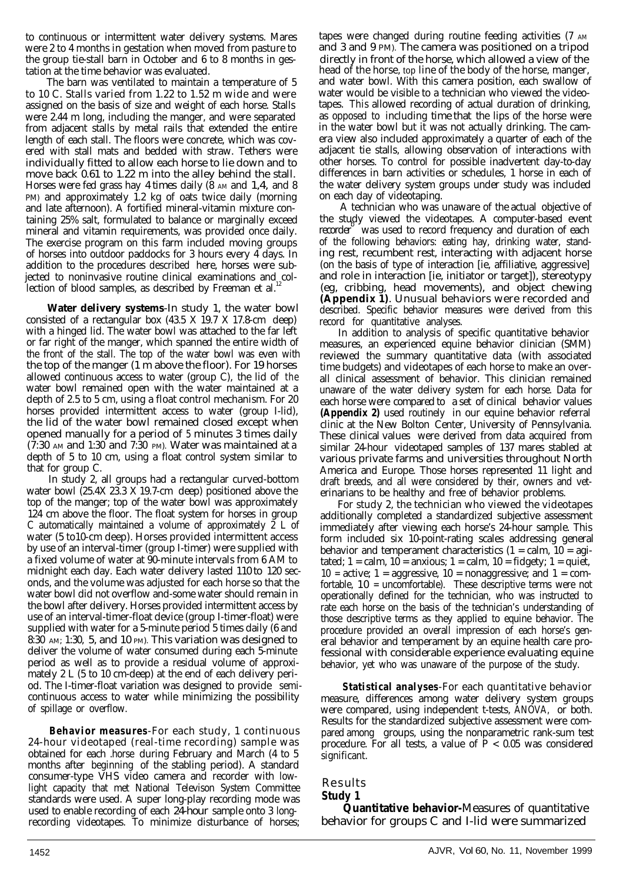to continuous or intermittent water delivery systems. Mares were 2 to 4 months in gestation when moved from pasture to the group tie-stall barn in October and 6 to 8 months in gestation at the time behavior was evaluated.

The barn was ventilated to maintain a temperature of 5 to 10 C. Stalls varied from 1.22 to 1.52 m wide and were assigned on the basis of size and weight of each horse. Stalls were 2.44 m long, including the manger, and were separated from adjacent stalls by metal rails that extended the entire length of each stall. The floors were concrete, which was covered with stall mats and bedded with straw. Tethers were individually fitted to allow each horse to lie down and to move back 0.61 to 1.22 m into the alley behind the stall. Horses were fed grass hay 4 times daily (8 AM and 1,4, and 8 PM) and approximately 1.2 kg of oats twice daily (morning and late afternoon). A fortified mineral-vitamin mixture containing 25% salt, formulated to balance or marginally exceed mineral and vitamin requirements, was provided once daily. The exercise program on this farm included moving groups of horses into outdoor paddocks for 3 hours every 4 days. In addition to the procedures described here, horses were subjected to noninvasive routine clinical examinations and collection of blood samples, as described by Freeman et al.[12]

**Water delivery systems**-In study 1, the water bowl consisted of a rectangular box (43.5 X 19.7 X 17.8-cm deep) with a hinged lid. The water bowl was attached to the far left or far right of the manger, which spanned the entire width of the front of the stall. The top of the water bowl was even with the top of the manger (1 m above the floor). For 19 horses allowed continuous access to water (group C), the lid of the water bowl remained open with the water maintained at a depth of 2.5 to 5 cm, using a float control mechanism. For 20 horses provided intermittent access to water (group I-lid), the lid of the water bowl remained closed except when opened manually for a period of 5 minutes 3 times daily (7:30 AM and 1:30 and 7:30 PM). Water was maintained at a depth of 5 to 10 cm, using a float control system similar to that for group C.

In study 2, all groups had a rectangular curved-bottom water bowl (25.4X 23.3 X 19.7-cm deep) positioned above the top of the manger; top of the water bowl was approximately 124 cm above the floor. The float system for horses in group C automatically maintained a volume of approximately 2 L of water (5 to10-cm deep). Horses provided intermittent access by use of an interval-timer (group I-timer) were supplied with a fixed volume of water at 90-minute intervals from 6 AM to midnight each day. Each water delivery lasted 110 to 120 seconds, and the volume was adjusted for each horse so that the water bowl did not overflow and-some water should remain in the bowl after delivery. Horses provided intermittent access by use of an interval-timer-float device (group I-timer-float) were supplied with water for a 5-minute period 5 times daily (6 and 8:30 AM; 1:30, 5, and 10 PM). This variation was designed to deliver the volume of water consumed during each 5-minute period as well as to provide a residual volume of approximately 2 L (5 to 10 cm-deep) at the end of each delivery period. The I-timer-float variation was designed to provide semicontinuous access to water while minimizing the possibility of spillage or overflow.

**Behavior measures**-For each study, 1 continuous 24-hour videotaped (real-time recording) sample was obtained for each horse during February and March (4 to 5 months after beginning of the stabling period). A standard consumer-type VHS video camera and recorder with lowlight capacity that met National Televison System Committee standards were used. A super long-play recording mode was used to enable recording of each 24-hour sample onto 3 longrecording videotapes. To minimize disturbance of horses; tapes were changed during routine feeding activities (7 AM and 3 and 9 PM). The camera was positioned on a tripod directly in front of the horse, which allowed a view of the head of the horse, top line of the body of the horse, manger, and water bowl. With this camera position, each swallow of water would be visible to a technician who viewed the videotapes. This allowed recording of actual duration of drinking, as opposed to including time that the lips of the horse were in the water bowl but it was not actually drinking. The camera view also included approximately a quarter of each of the adjacent tie stalls, allowing observation of interactions with other horses. To control for possible inadvertent day-to-day differences in barn activities or schedules, 1 horse in each of the water delivery system groups under study was included on each day of videotaping.

A technician who was unaware of the actual objective of the study viewed the videotapes. A computer-based event recorder[b] was used to record frequency and duration of each of the following behaviors: eating hay, drinking water, standing rest, recumbent rest, interacting with adjacent horse (on the basis of type of interaction [ie, affiliative, aggressive] and role in interaction [ie, initiator or target]), stereotypy (eg, cribbing, head movements), and object chewing **(Appendix 1)**. Unusual behaviors were recorded and described. Specific behavior measures were derived from this record for quantitative analyses.

In addition to analysis of specific quantitative behavior measures, an experienced equine behavior clinician (SMM) reviewed the summary quantitative data (with associated time budgets) and videotapes of each horse to make an overall clinical assessment of behavior. This clinician remained unaware of the water delivery system for each horse. Data for each horse were compared to a set of clinical behavior values **(Appendix 2)** used routinely in our equine behavior referral clinic at the New Bolton Center, University of Pennsylvania. These clinical values were derived from data acquired from similar 24-hour videotaped samples of 137 mares stabled at various private farms and universities throughout North America and Europe. Those horses represented 11 light and draft breeds, and all were considered by their, owners and veterinarians to be healthy and free of behavior problems.

For study 2, the technician who viewed the videotapes additionally completed a standardized subjective assessment immediately after viewing each horse's 24-hour sample. This form included six 10-point-rating scales addressing general behavior and temperament characteristics (1 = calm, 10 = agitated; 1 = calm, 10 = anxious; 1 = calm, 10 = fidgety; 1 = quiet, 10 = active; 1 = aggressive, 10 = nonaggressive; and 1 = comfortable, 10 = uncomfortable). These descriptive terms were not operationally defined for the technician, who was instructed to rate each horse on the basis of the technician's understanding of those descriptive terms as they applied to equine behavior. The procedure provided an overall impression of each horse's general behavior and temperament by an equine health care professional with considerable experience evaluating equine behavior, yet who was unaware of the purpose of the study.

**Statistical analyses**-For each quantitative behavior measure, differences among water delivery system groups were compared, using independent t-tests, ANOVA, or both. Results for the standardized subjective assessment were compared among groups, using the nonparametric rank-sum test procedure. For all tests, a value of $P < 0.05$ was considered significant.

## Results

### Study 1

**Quantitative behavior-**Measures of quantitative behavior for groups C and I-lid were summarized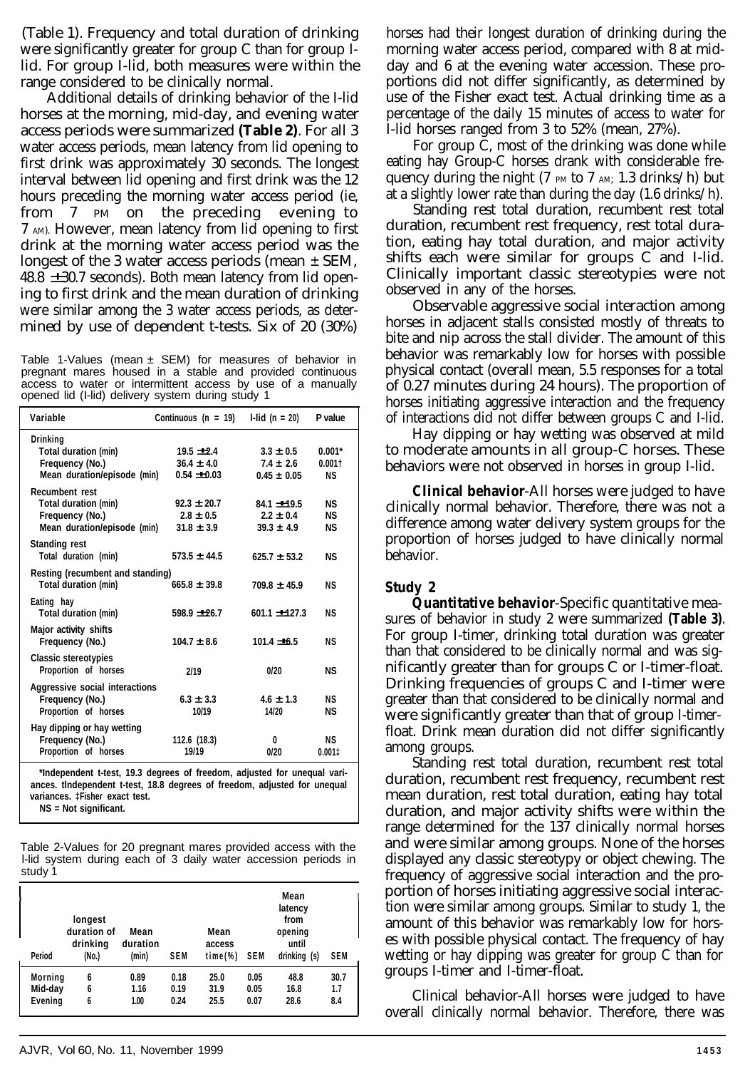(Table 1). Frequency and total duration of drinking were significantly greater for group C than for group I-lid. For group I-lid, both measures were within the range considered to be clinically normal.

Additional details of drinking behavior of the I-lid horses at the morning, mid-day, and evening water access periods were summarized **(Table 2)**. For all 3 water access periods, mean latency from lid opening to first drink was approximately 30 seconds. The longest interval between lid opening and first drink was the 12 hours preceding the morning water access period (ie, from 7 PM on the preceding evening to 7 AM). However, mean latency from lid opening to first drink at the morning water access period was the longest of the 3 water access periods (mean ± SEM, 48.8 ± 30.7 seconds). Both mean latency from lid opening to first drink and the mean duration of drinking were similar among the 3 water access periods, as determined by use of dependent t-tests. Six of 20 (30%)

Table 1-Values (mean ± SEM) for measures of behavior in pregnant mares housed in a stable and provided continuous access to water or intermittent access by use of a manually opened lid (I-lid) delivery system during study 1

| Variable | Continuous (n = 19) | I-lid (n = 20) | P value |
|---|---|---|---|
| **Drinking** | | | |
| Total duration (min) | 19.5 ± 2.4 | 3.3 ± 0.5 | 0.001* |
| Frequency (No.) | 36.4 ± 4.0 | 7.4 ± 2.6 | 0.001† |
| Mean duration/episode (min) | 0.54 ± 0.03 | 0.45 ± 0.05 | NS |
| **Recumbent rest** | | | |
| Total duration (min) | 92.3 ± 20.7 | 84.1 ± 19.5 | NS |
| Frequency (No.) | 2.8 ± 0.5 | 2.2 ± 0.4 | NS |
| Mean duration/episode (min) | 31.8 ± 3.9 | 39.3 ± 4.9 | NS |
| **Standing rest** | | | |
| Total duration (min) | 573.5 ± 44.5 | 625.7 ± 53.2 | NS |
| **Resting (recumbent and standing)** | | | |
| Total duration (min) | 665.8 ± 39.8 | 709.8 ± 45.9 | NS |
| **Eating hay** | | | |
| Total duration (min) | 598.9 ± 26.7 | 601.1 ± 127.3 | NS |
| **Major activity shifts** | | | |
| Frequency (No.) | 104.7 ± 8.6 | 101.4 ± 6.5 | NS |
| **Classic stereotypies** | | | |
| Proportion of horses | 2/19 | 0/20 | NS |
| **Aggressive social interactions** | | | |
| Frequency (No.) | 6.3 ± 3.3 | 4.6 ± 1.3 | NS |
| Proportion of horses | 10/19 | 14/20 | NS |
| **Hay dipping or hay wetting** | | | |
| Frequency (No.) | 112.6 (18.3) | 0 | NS |
| Proportion of horses | 19/19 | 0/20 | 0.001‡ |

*Independent t-test, 19.3 degrees of freedom, adjusted for unequal variances. †Independent t-test, 18.8 degrees of freedom, adjusted for unequal variances. ‡Fisher exact test.
NS = Not significant.

Table 2-Values for 20 pregnant mares provided access with the I-lid system during each of 3 daily water accession periods in study 1

| Period | longest duration of drinking (No.) | Mean duration (min) | SEM | Mean access time (%) | SEM | Mean latency from opening until drinking (s) | SEM |
|---|---|---|---|---|---|---|---|
| Morning | 6 | 0.89 | 0.18 | 25.0 | 0.05 | 48.8 | 30.7 |
| Mid-day | 6 | 1.16 | 0.19 | 31.9 | 0.05 | 16.8 | 1.7 |
| Evening | 6 | 1.00 | 0.24 | 25.5 | 0.07 | 28.6 | 8.4 |

horses had their longest duration of drinking during the morning water access period, compared with 8 at mid-day and 6 at the evening water accession. These proportions did not differ significantly, as determined by use of the Fisher exact test. Actual drinking time as a percentage of the daily 15 minutes of access to water for I-lid horses ranged from 3 to 52% (mean, 27%).

For group C, most of the drinking was done while eating hay Group-C horses drank with considerable frequency during the night (7 PM to 7 AM; 1.3 drinks/h) but at a slightly lower rate than during the day (1.6 drinks/h).

Standing rest total duration, recumbent rest total duration, recumbent rest frequency, rest total duration, eating hay total duration, and major activity shifts each were similar for groups C and I-lid. Clinically important classic stereotypies were not observed in any of the horses.

Observable aggressive social interaction among horses in adjacent stalls consisted mostly of threats to bite and nip across the stall divider. The amount of this behavior was remarkably low for horses with possible physical contact (overall mean, 5.5 responses for a total of 0.27 minutes during 24 hours). The proportion of horses initiating aggressive interaction and the frequency of interactions did not differ between groups C and I-lid.

Hay dipping or hay wetting was observed at mild to moderate amounts in all group-C horses. These behaviors were not observed in horses in group I-lid.

**Clinical behavior**-All horses were judged to have clinically normal behavior. Therefore, there was not a difference among water delivery system groups for the proportion of horses judged to have clinically normal behavior.

## Study 2

**Quantitative behavior**-Specific quantitative measures of behavior in study 2 were summarized **(Table 3)**. For group I-timer, drinking total duration was greater than that considered to be clinically normal and was significantly greater than for groups C or I-timer-float. Drinking frequencies of groups C and I-timer were greater than that considered to be clinically normal and were significantly greater than that of group I-timer-float. Drink mean duration did not differ significantly among groups.

Standing rest total duration, recumbent rest total duration, recumbent rest frequency, recumbent rest mean duration, rest total duration, eating hay total duration, and major activity shifts were within the range determined for the 137 clinically normal horses and were similar among groups. None of the horses displayed any classic stereotypy or object chewing. The frequency of aggressive social interaction and the proportion of horses initiating aggressive social interaction were similar among groups. Similar to study 1, the amount of this behavior was remarkably low for horses with possible physical contact. The frequency of hay wetting or hay dipping was greater for group C than for groups I-timer and I-timer-float.

Clinical behavior-All horses were judged to have overall clinically normal behavior. Therefore, there was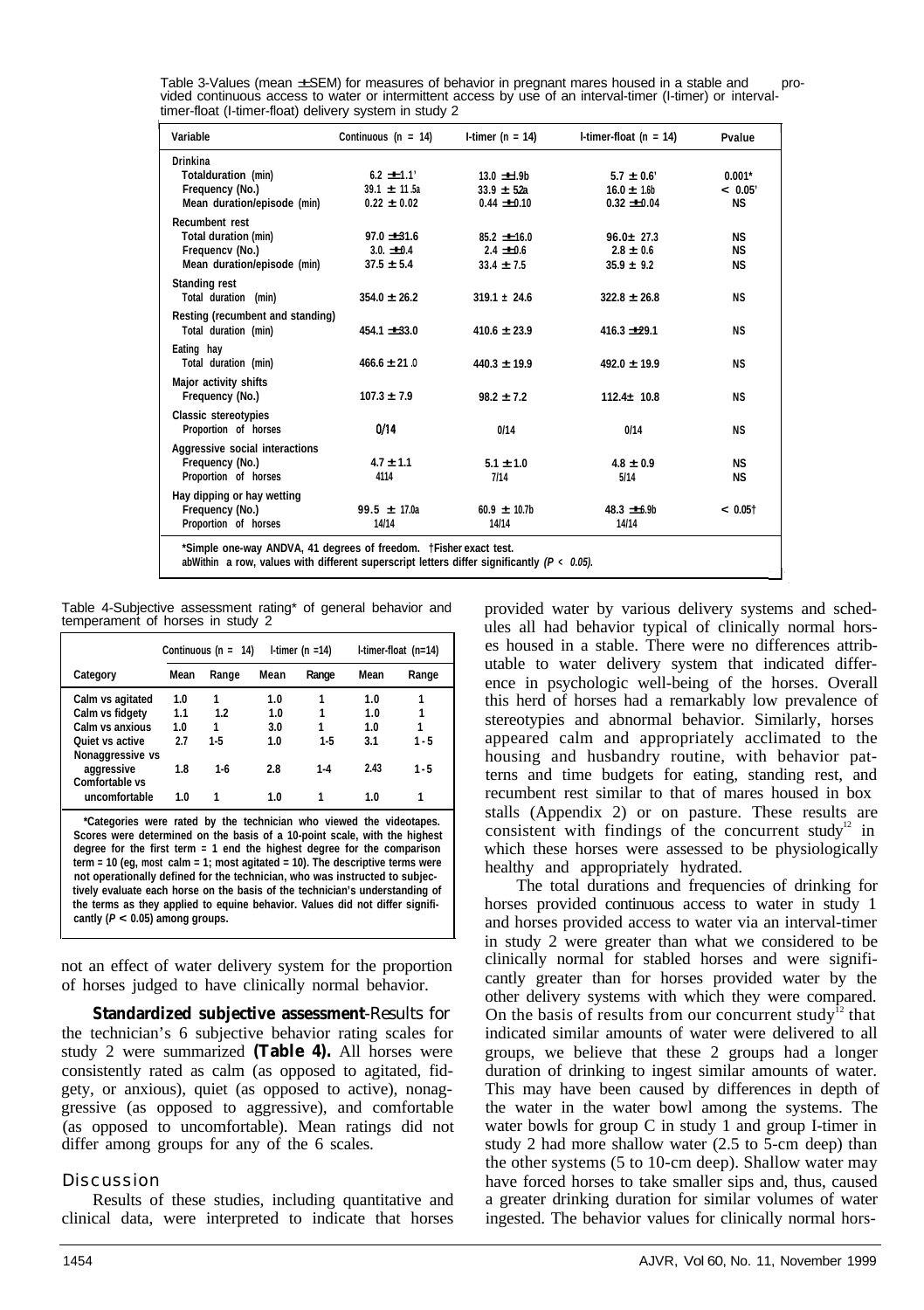Table 3-Values (mean ± SEM) for measures of behavior in pregnant mares housed in a stable and provided continuous access to water or intermittent access by use of an interval-timer (I-timer) or interval-timer-float (I-timer-float) delivery system in study 2

| Variable | Continuous (n = 14) | I-timer (n = 14) | I-timer-float (n = 14) | P value |
|---|---|---|---|---|
| **Drinking** | | | | |
| Total duration (min) | 6.2 ± 1.1[a] | 13.0 ± 1.9[b] | 5.7 ± 0.6[a] | 0.001* |
| Frequency (No.) | 39.1 ± 11.5[a] | 33.9 ± 5.2[a] | 16.0 ± 1.6[b] | < 0.05* |
| Mean duration/episode (min) | 0.22 ± 0.02 | 0.44 ± 0.10 | 0.32 ± 0.04 | NS |
| **Recumbent rest** | | | | |
| Total duration (min) | 97.0 ± 31.6 | 85.2 ± 16.0 | 96.0 ± 27.3 | NS |
| Frequency (No.) | 3.0 ± 0.4 | 2.4 ± 0.6 | 2.8 ± 0.6 | NS |
| Mean duration/episode (min) | 37.5 ± 5.4 | 33.4 ± 7.5 | 35.9 ± 9.2 | NS |
| **Standing rest** | | | | |
| Total duration (min) | 354.0 ± 26.2 | 319.1 ± 24.6 | 322.8 ± 26.8 | NS |
| **Resting (recumbent and standing)** | | | | |
| Total duration (min) | 454.1 ± 33.0 | 410.6 ± 23.9 | 416.3 ± 29.1 | NS |
| **Eating hay** | | | | |
| Total duration (min) | 466.6 ± 21.0 | 440.3 ± 19.9 | 492.0 ± 19.9 | NS |
| **Major activity shifts** | | | | |
| Frequency (No.) | 107.3 ± 7.9 | 98.2 ± 7.2 | 112.4 ± 10.8 | NS |
| **Classic stereotypies** | | | | |
| Proportion of horses | 0/14 | 0/14 | 0/14 | NS |
| **Aggressive social interactions** | | | | |
| Frequency (No.) | 4.7 ± 1.1 | 5.1 ± 1.0 | 4.8 ± 0.9 | NS |
| Proportion of horses | 4/14 | 7/14 | 5/14 | NS |
| **Hay dipping or hay wetting** | | | | |
| Frequency (No.) | 99.5 ± 17.0[a] | 60.9 ± 10.7[b] | 48.3 ± 6.9[b] | < 0.05† |
| Proportion of horses | 14/14 | 14/14 | 14/14 | |

*Simple one-way ANOVA, 41 degrees of freedom. †Fisher exact test.
abWithin a row, values with different superscript letters differ significantly ($P < 0.05$).

Table 4-Subjective assessment rating* of general behavior and temperament of horses in study 2

| | Continuous (n = 14) | | I-timer (n = 14) | | I-timer-float (n=14) | |
|---|---|---|---|---|---|---|
| Category | Mean | Range | Mean | Range | Mean | Range |
| Calm vs agitated | 1.0 | 1 | 1.0 | 1 | 1.0 | 1 |
| Calm vs fidgety | 1.1 | 1-2 | 1.0 | 1 | 1.0 | 1 |
| Calm vs anxious | 1.0 | 1 | 3.0 | 1 | 1.0 | 1 |
| Quiet vs active | 2.7 | 1-5 | 1.0 | 1-5 | 3.1 | 1-5 |
| Nonaggressive vs aggressive | 1.8 | 1-6 | 2.8 | 1-4 | 2.43 | 1-5 |
| Comfortable vs uncomfortable | 1.0 | 1 | 1.0 | 1 | 1.0 | 1 |

*Categories were rated by the technician who viewed the videotapes. Scores were determined on the basis of a 10-point scale, with the highest degree for the first term = 1 and the highest degree for the comparison term = 10 (eg, most calm = 1; most agitated = 10). The descriptive terms were not operationally defined for the technician, who was instructed to subjectively evaluate each horse on the basis of the technician's understanding of the terms as they applied to equine behavior. Values did not differ significantly ($P < 0.05$) among groups.

not an effect of water delivery system for the proportion of horses judged to have clinically normal behavior.

**Standardized subjective assessment**-Results for the technician's 6 subjective behavior rating scales for study 2 were summarized **(Table 4).** All horses were consistently rated as calm (as opposed to agitated, fidgety, or anxious), quiet (as opposed to active), nonaggressive (as opposed to aggressive), and comfortable (as opposed to uncomfortable). Mean ratings did not differ among groups for any of the 6 scales.

## Discussion

Results of these studies, including quantitative and clinical data, were interpreted to indicate that horses provided water by various delivery systems and schedules all had behavior typical of clinically normal horses housed in a stable. There were no differences attributable to water delivery system that indicated difference in psychologic well-being of the horses. Overall this herd of horses had a remarkably low prevalence of stereotypies and abnormal behavior. Similarly, horses appeared calm and appropriately acclimated to the housing and husbandry routine, with behavior patterns and time budgets for eating, standing rest, and recumbent rest similar to that of mares housed in box stalls (Appendix 2) or on pasture. These results are consistent with findings of the concurrent study[12] in which these horses were assessed to be physiologically healthy and appropriately hydrated.

The total durations and frequencies of drinking for horses provided continuous access to water in study 1 and horses provided access to water via an interval-timer in study 2 were greater than what we considered to be clinically normal for stabled horses and were significantly greater than for horses provided water by the other delivery systems with which they were compared. On the basis of results from our concurrent study[12] that indicated similar amounts of water were delivered to all groups, we believe that these 2 groups had a longer duration of drinking to ingest similar amounts of water. This may have been caused by differences in depth of the water in the water bowl among the systems. The water bowls for group C in study 1 and group I-timer in study 2 had more shallow water (2.5 to 5-cm deep) than the other systems (5 to 10-cm deep). Shallow water may have forced horses to take smaller sips and, thus, caused a greater drinking duration for similar volumes of water ingested. The behavior values for clinically normal hors-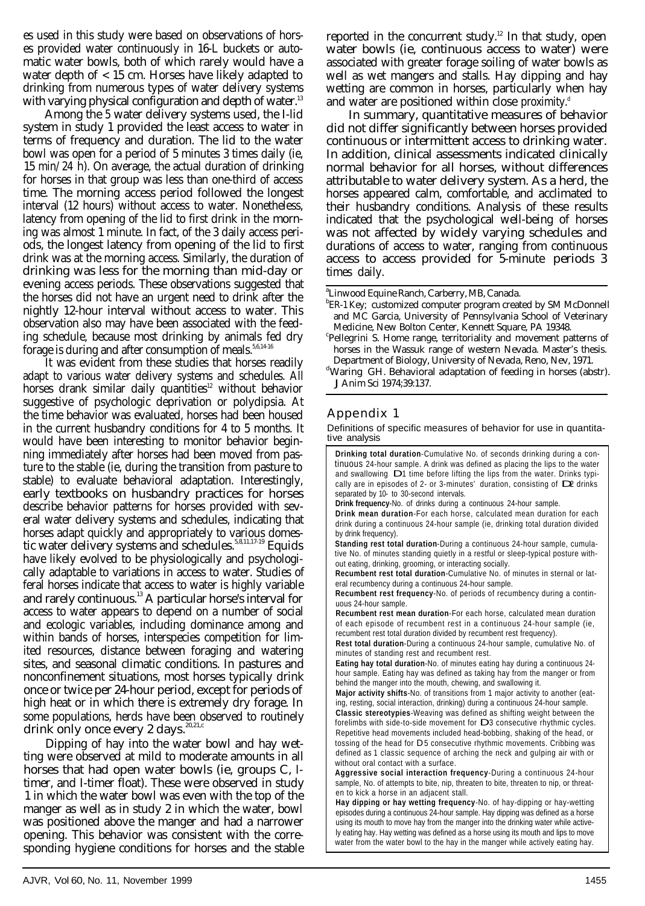es used in this study were based on observations of horses provided water continuously in 16-L buckets or automatic water bowls, both of which rarely would have a water depth of < 15 cm. Horses have likely adapted to drinking from numerous types of water delivery systems with varying physical configuration and depth of water.[13]

Among the 5 water delivery systems used, the I-lid system in study 1 provided the least access to water in terms of frequency and duration. The lid to the water bowl was open for a period of 5 minutes 3 times daily (ie, 15 min/24 h). On average, the actual duration of drinking for horses in that group was less than one-third of access time. The morning access period followed the longest interval (12 hours) without access to water. Nonetheless, latency from opening of the lid to first drink in the morning was almost 1 minute. In fact, of the 3 daily access periods, the longest latency from opening of the lid to first drink was at the morning access. Similarly, the duration of drinking was less for the morning than mid-day or evening access periods. These observations suggested that the horses did not have an urgent need to drink after the nightly 12-hour interval without access to water. This observation also may have been associated with the feeding schedule, because most drinking by animals fed dry forage is during and after consumption of meals.[5,6,14-16]

It was evident from these studies that horses readily adapt to various water delivery systems and schedules. All horses drank similar daily quantities[12] without behavior suggestive of psychologic deprivation or polydipsia. At the time behavior was evaluated, horses had been housed in the current husbandry conditions for 4 to 5 months. It would have been interesting to monitor behavior beginning immediately after horses had been moved from pasture to the stable (ie, during the transition from pasture to stable) to evaluate behavioral adaptation. Interestingly, early textbooks on husbandry practices for horses describe behavior patterns for horses provided with several water delivery systems and schedules, indicating that horses adapt quickly and appropriately to various domestic water delivery systems and schedules.[5,8,11,17-19] Equids have likely evolved to be physiologically and psychologically adaptable to variations in access to water. Studies of feral horses indicate that access to water is highly variable and rarely continuous.[13] A particular horse's interval for access to water appears to depend on a number of social and ecologic variables, including dominance among and within bands of horses, interspecies competition for limited resources, distance between foraging and watering sites, and seasonal climatic conditions. In pastures and nonconfinement situations, most horses typically drink once or twice per 24-hour period, except for periods of high heat or in which there is extremely dry forage. In some populations, herds have been observed to routinely drink only once every 2 days.[20,21,c]

Dipping of hay into the water bowl and hay wetting were observed at mild to moderate amounts in all horses that had open water bowls (ie, groups C, I-timer, and I-timer float). These were observed in study 1 in which the water bowl was even with the top of the manger as well as in study 2 in which the water, bowl was positioned above the manger and had a narrower opening. This behavior was consistent with the corresponding hygiene conditions for horses and the stable reported in the concurrent study.[12] In that study, open water bowls (ie, continuous access to water) were associated with greater forage soiling of water bowls as well as wet mangers and stalls. Hay dipping and hay wetting are common in horses, particularly when hay and water are positioned within close proximity.[d]

In summary, quantitative measures of behavior did not differ significantly between horses provided continuous or intermittent access to drinking water. In addition, clinical assessments indicated clinically normal behavior for all horses, without differences attributable to water delivery system. As a herd, the horses appeared calm, comfortable, and acclimated to their husbandry conditions. Analysis of these results indicated that the psychological well-being of horses was not affected by widely varying schedules and durations of access to water, ranging from continuous access to access provided for 5-minute periods 3 times daily.

[a]Linwood Equine Ranch, Carberry, MB, Canada.

[b]ER-1 Key; customized computer program created by SM McDonnell and MC Garcia, University of Pennsylvania School of Veterinary Medicine, New Bolton Center, Kennett Square, PA 19348.

[c]Pellegrini S. Home range, territoriality and movement patterns of horses in the Wassuk range of western Nevada. Master's thesis. Department of Biology, University of Nevada, Reno, Nev, 1971.

[d]Waring GH. Behavioral adaptation of feeding in horses (abstr). *J Anim Sci* 1974;39:137.

## Appendix 1

Definitions of specific measures of behavior for use in quantitative analysis

**Drinking total duration**-Cumulative No. of seconds drinking during a continuous 24-hour sample. A drink was defined as placing the lips to the water and swallowing ≥1 time before lifting the lips from the water. Drinks typically are in episodes of 2- or 3-minutes' duration, consisting of ≥2 drinks separated by 10- to 30-second intervals.

**Drink frequency**-No. of drinks during a continuous 24-hour sample.

**Drink mean duration**-For each horse, calculated mean duration for each drink during a continuous 24-hour sample (ie, drinking total duration divided by drink frequency).

**Standing rest total duration**-During a continuous 24-hour sample, cumulative No. of minutes standing quietly in a restful or sleep-typical posture without eating, drinking, grooming, or interacting socially.

**Recumbent rest total duration**-Cumulative No. of minutes in sternal or lateral recumbency during a continuous 24-hour sample.

**Recumbent rest frequency**-No. of periods of recumbency during a continuous 24-hour sample.

**Recumbent rest mean duration**-For each horse, calculated mean duration of each episode of recumbent rest in a continuous 24-hour sample (ie, recumbent rest total duration divided by recumbent rest frequency).

**Rest total duration**-During a continuous 24-hour sample, cumulative No. of minutes of standing rest and recumbent rest.

**Eating hay total duration**-No. of minutes eating hay during a continuous 24-hour sample. Eating hay was defined as taking hay from the manger or from behind the manger into the mouth, chewing, and swallowing it.

**Major activity shifts**-No. of transitions from 1 major activity to another (eating, resting, social interaction, drinking) during a continuous 24-hour sample.

**Classic stereotypies**-Weaving was defined as shifting weight between the forelimbs with side-to-side movement for ≥3 consecutive rhythmic cycles. Repetitive head movements included head-bobbing, shaking of the head, or tossing of the head for ≥5 consecutive rhythmic movements. Cribbing was defined as 1 classic sequence of arching the neck and gulping air with or without oral contact with a surface.

**Aggressive social interaction frequency**-During a continuous 24-hour sample, No. of attempts to bite, nip, threaten to bite, threaten to nip, or threaten to kick a horse in an adjacent stall.

**Hay dipping or hay wetting frequency**-No. of hay-dipping or hay-wetting episodes during a continuous 24-hour sample. Hay dipping was defined as a horse using its mouth to move hay from the manger into the drinking water while actively eating hay. Hay wetting was defined as a horse using its mouth and lips to move water from the water bowl to the hay in the manger while actively eating hay.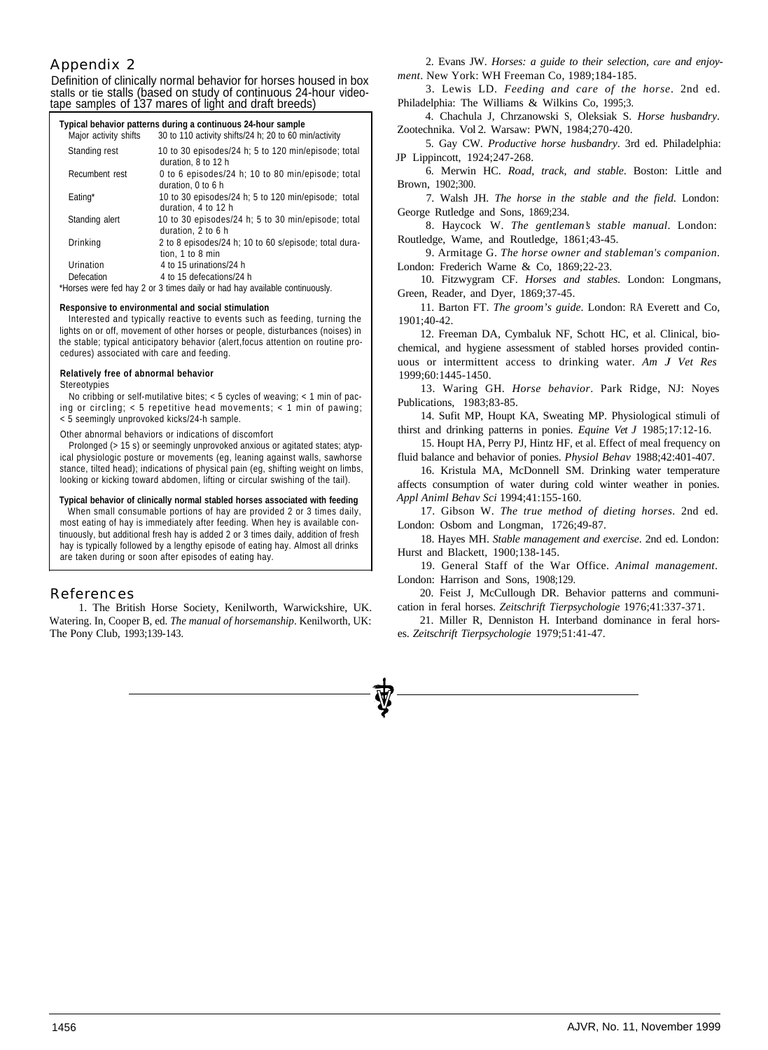## Appendix 2

Definition of clinically normal behavior for horses housed in box stalls or tie stalls (based on study of continuous 24-hour videotape samples of 137 mares of light and draft breeds)

**Typical behavior patterns during a continuous 24-hour sample**

| | |
|---|---|
| Major activity shifts | 30 to 110 activity shifts/24 h; 20 to 60 min/activity |
| Standing rest | 10 to 30 episodes/24 h; 5 to 120 min/episode; total duration, 8 to 12 h |
| Recumbent rest | 0 to 6 episodes/24 h; 10 to 80 min/episode; total duration, 0 to 6 h |
| Eating* | 10 to 30 episodes/24 h; 5 to 120 min/episode; total duration, 4 to 12 h |
| Standing alert | 10 to 30 episodes/24 h; 5 to 30 min/episode; total duration, 2 to 6 h |
| Drinking | 2 to 8 episodes/24 h; 10 to 60 s/episode; total duration, 1 to 8 min |
| Urination | 4 to 15 urinations/24 h |
| Defecation | 4 to 15 defecations/24 h |

*Horses were fed hay 2 or 3 times daily or had hay available continuously.

**Responsive to environmental and social stimulation**

Interested and typically reactive to events such as feeding, turning the lights on or off, movement of other horses or people, disturbances (noises) in the stable; typical anticipatory behavior (alert,focus attention on routine procedures) associated with care and feeding.

**Relatively free of abnormal behavior**

Stereotypies

No cribbing or self-mutilative bites; < 5 cycles of weaving; < 1 min of pacing or circling; < 5 repetitive head movements; < 1 min of pawing; < 5 seemingly unprovoked kicks/24-h sample.

Other abnormal behaviors or indications of discomfort

Prolonged (> 15 s) or seemingly unprovoked anxious or agitated states; atypical physiologic posture or movements (eg, leaning against walls, sawhorse stance, tilted head); indications of physical pain (eg, shifting weight on limbs, looking or kicking toward abdomen, lifting or circular swishing of the tail).

**Typical behavior of clinically normal stabled horses associated with feeding**

When small consumable portions of hay are provided 2 or 3 times daily, most eating of hay is immediately after feeding. When hey is available continuously, but additional fresh hay is added 2 or 3 times daily, addition of fresh hay is typically followed by a lengthy episode of eating hay. Almost all drinks are taken during or soon after episodes of eating hay.

## References

1. The British Horse Society, Kenilworth, Warwickshire, UK. Watering. In, Cooper B, ed. *The manual of horsemanship*. Kenilworth, UK: The Pony Club, 1993;139-143.

2. Evans JW. *Horses: a guide to their selection, care and enjoyment*. New York: WH Freeman Co, 1989;184-185.

3. Lewis LD. *Feeding and care of the horse*. 2nd ed. Philadelphia: The Williams & Wilkins Co, 1995;3.

4. Chachula J, Chrzanowski S, Oleksiak S. *Horse husbandry*. Zootechnika. Vol 2. Warsaw: PWN, 1984;270-420.

5. Gay CW. *Productive horse husbandry*. 3rd ed. Philadelphia: JP Lippincott, 1924;247-268.

6. Merwin HC. *Road, track, and stable*. Boston: Little and Brown, 1902;300.

7. Walsh JH. *The horse in the stable and the field*. London: George Rutledge and Sons, 1869;234.

8. Haycock W. *The gentleman's stable manual*. London: Routledge, Wame, and Routledge, 1861;43-45.

9. Armitage G. *The horse owner and stableman's companion*. London: Frederich Warne & Co, 1869;22-23.

10. Fitzwygram CF. *Horses and stables*. London: Longmans, Green, Reader, and Dyer, 1869;37-45.

11. Barton FT. *The groom's guide*. London: RA Everett and Co, 1901;40-42.

12. Freeman DA, Cymbaluk NF, Schott HC, et al. Clinical, biochemical, and hygiene assessment of stabled horses provided continuous or intermittent access to drinking water. *Am J Vet Res* 1999;60:1445-1450.

13. Waring GH. *Horse behavior*. Park Ridge, NJ: Noyes Publications, 1983;83-85.

14. Sufit MP, Houpt KA, Sweating MP. Physiological stimuli of thirst and drinking patterns in ponies. *Equine Vet J* 1985;17:12-16.

15. Houpt HA, Perry PJ, Hintz HF, et al. Effect of meal frequency on fluid balance and behavior of ponies. *Physiol Behav* 1988;42:401-407.

16. Kristula MA, McDonnell SM. Drinking water temperature affects consumption of water during cold winter weather in ponies. *Appl Animl Behav Sci* 1994;41:155-160.

17. Gibson W. *The true method of dieting horses*. 2nd ed. London: Osbom and Longman, 1726;49-87.

18. Hayes MH. *Stable management and exercise*. 2nd ed. London: Hurst and Blackett, 1900;138-145.

19. General Staff of the War Office. *Animal management*. London: Harrison and Sons, 1908;129.

20. Feist J, McCullough DR. Behavior patterns and communication in feral horses. *Zeitschrift Tierpsychologie* 1976;41:337-371.

21. Miller R, Denniston H. Interband dominance in feral horses. *Zeitschrift Tierpsychologie* 1979;51:41-47.